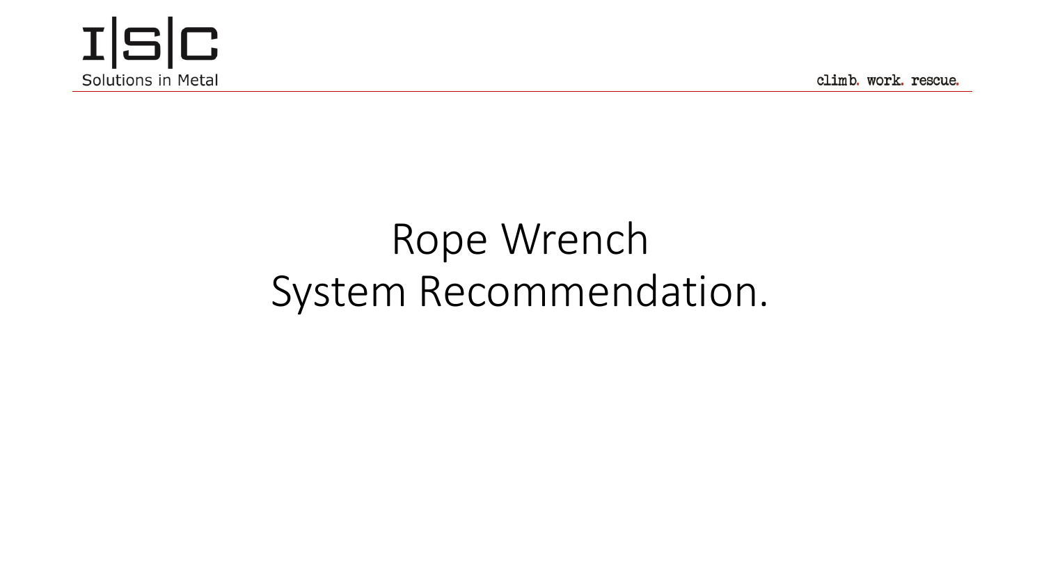# Rope Wrench
# System Recommendation.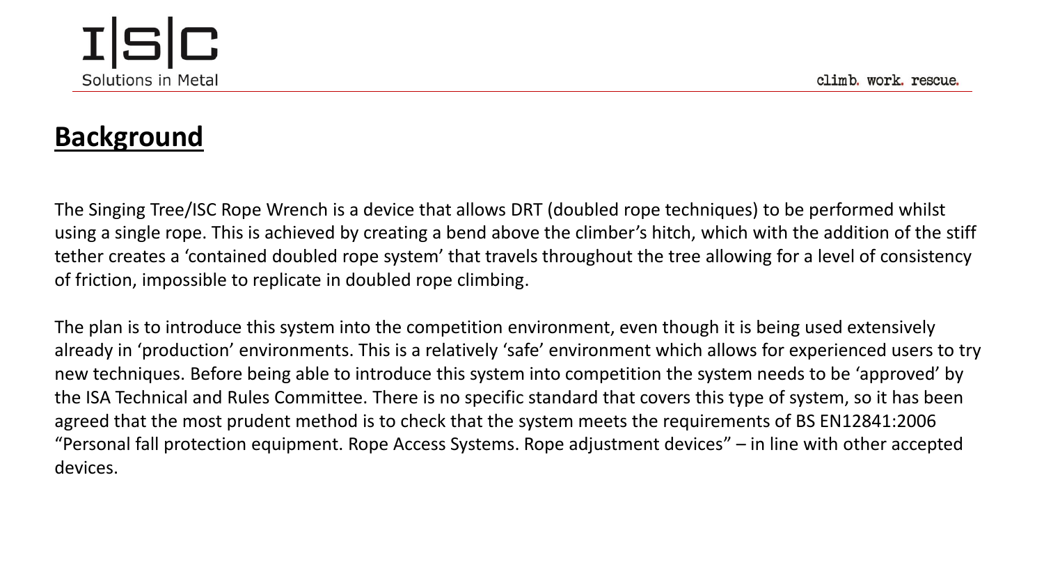## Background

The Singing Tree/ISC Rope Wrench is a device that allows DRT (doubled rope techniques) to be performed whilst using a single rope. This is achieved by creating a bend above the climber's hitch, which with the addition of the stiff tether creates a 'contained doubled rope system' that travels throughout the tree allowing for a level of consistency of friction, impossible to replicate in doubled rope climbing.

The plan is to introduce this system into the competition environment, even though it is being used extensively already in 'production' environments. This is a relatively 'safe' environment which allows for experienced users to try new techniques. Before being able to introduce this system into competition the system needs to be 'approved' by the ISA Technical and Rules Committee. There is no specific standard that covers this type of system, so it has been agreed that the most prudent method is to check that the system meets the requirements of BS EN12841:2006 "Personal fall protection equipment. Rope Access Systems. Rope adjustment devices" – in line with other accepted devices.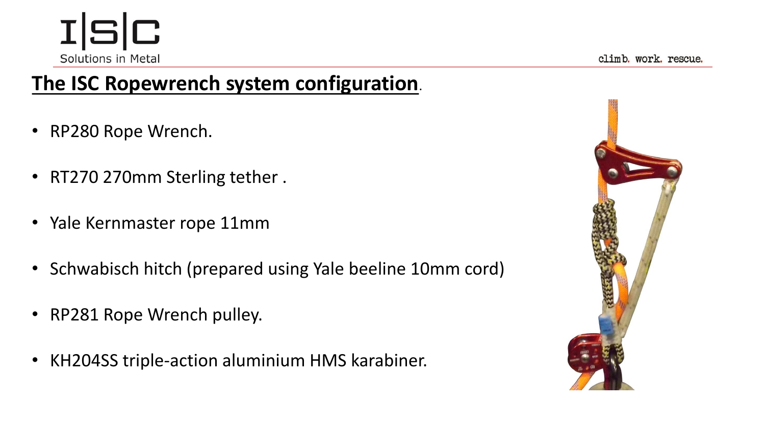## The ISC Ropewrench system configuration.

- RP280 Rope Wrench.
- RT270 270mm Sterling tether .
- Yale Kernmaster rope 11mm
- Schwabisch hitch (prepared using Yale beeline 10mm cord)
- RP281 Rope Wrench pulley.
- KH204SS triple-action aluminium HMS karabiner.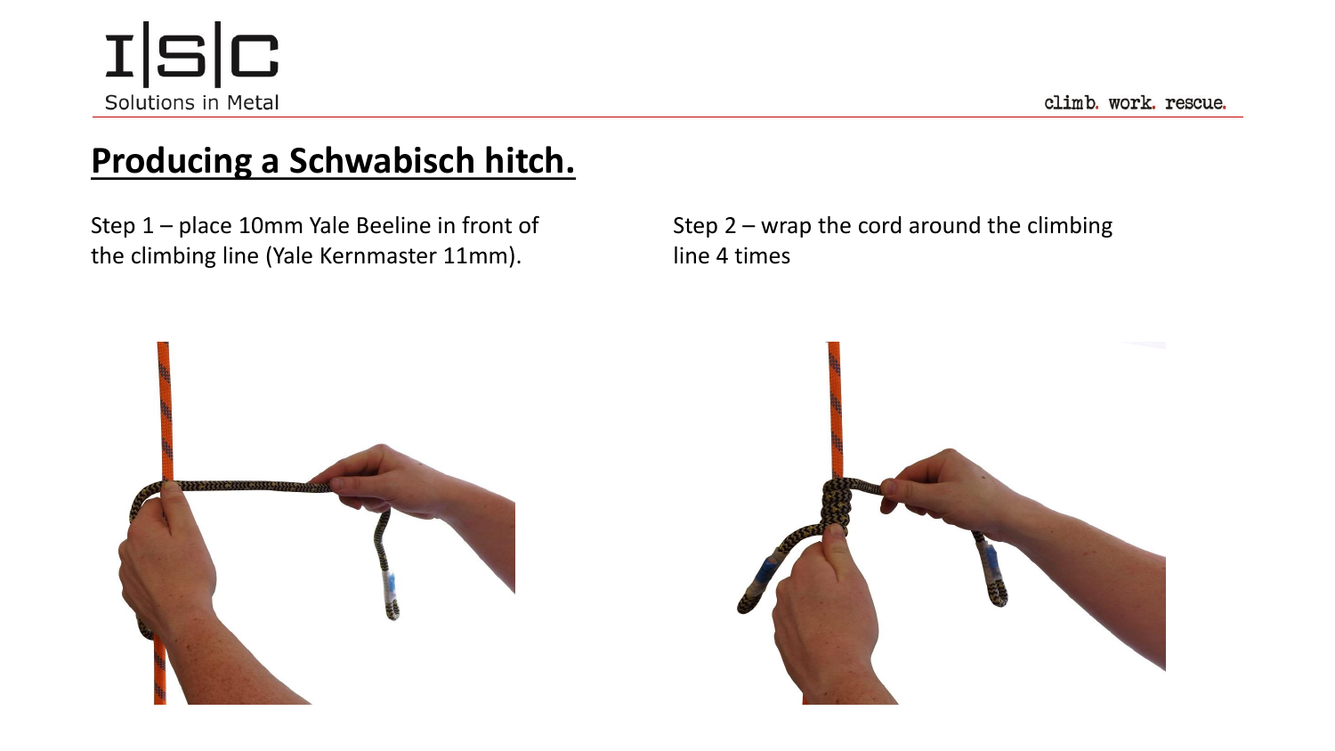# Producing a Schwabisch hitch.

Step 1 – place 10mm Yale Beeline in front of the climbing line (Yale Kernmaster 11mm).

Step 2 – wrap the cord around the climbing line 4 times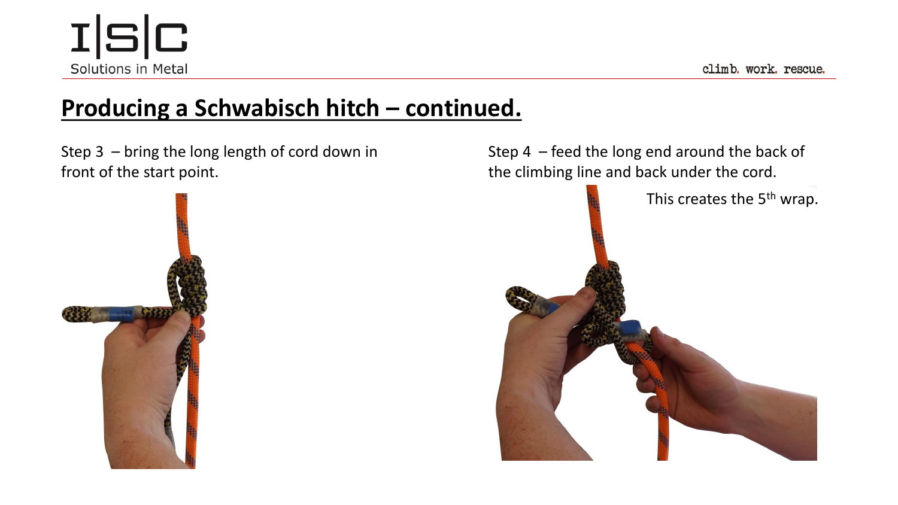## Producing a Schwabisch hitch – continued.

Step 3 – bring the long length of cord down in front of the start point.

Step 4 – feed the long end around the back of the climbing line and back under the cord.

This creates the 5th wrap.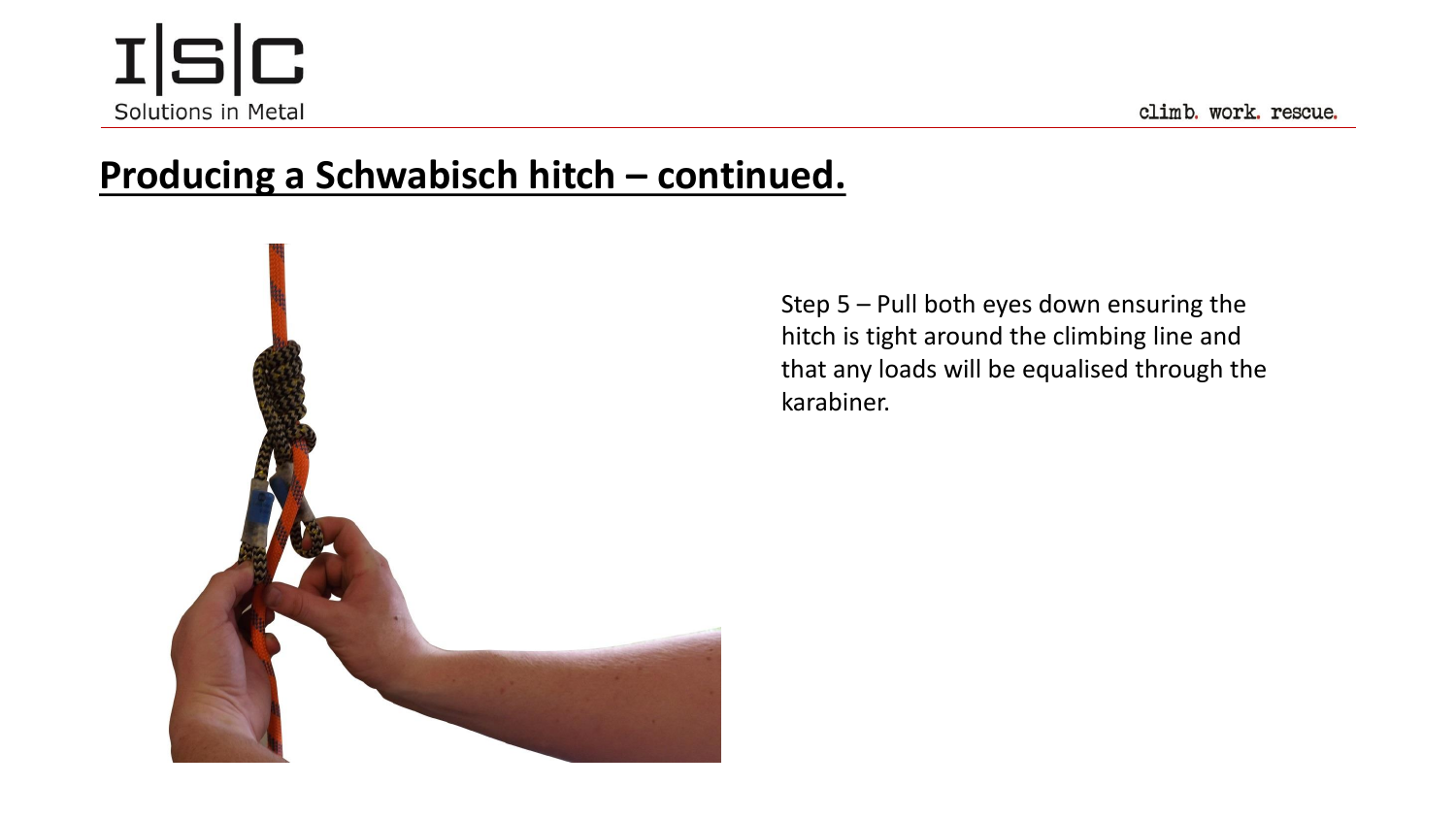# Producing a Schwabisch hitch – continued.

Step 5 – Pull both eyes down ensuring the hitch is tight around the climbing line and that any loads will be equalised through the karabiner.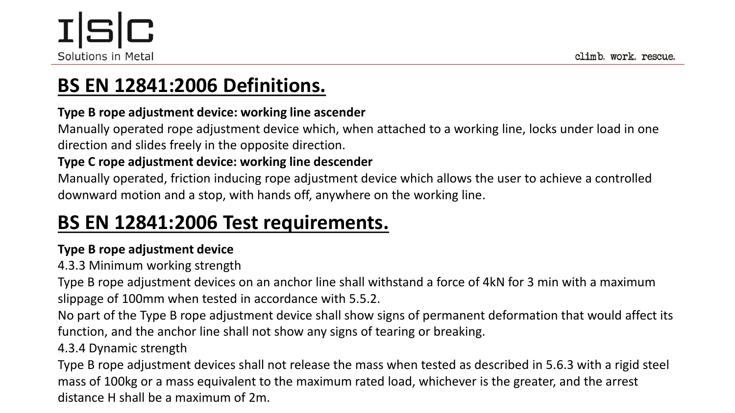# BS EN 12841:2006 Definitions.

**Type B rope adjustment device: working line ascender**

Manually operated rope adjustment device which, when attached to a working line, locks under load in one direction and slides freely in the opposite direction.

**Type C rope adjustment device: working line descender**

Manually operated, friction inducing rope adjustment device which allows the user to achieve a controlled downward motion and a stop, with hands off, anywhere on the working line.

# BS EN 12841:2006 Test requirements.

**Type B rope adjustment device**

4.3.3 Minimum working strength

Type B rope adjustment devices on an anchor line shall withstand a force of 4kN for 3 min with a maximum slippage of 100mm when tested in accordance with 5.5.2.

No part of the Type B rope adjustment device shall show signs of permanent deformation that would affect its function, and the anchor line shall not show any signs of tearing or breaking.

4.3.4 Dynamic strength

Type B rope adjustment devices shall not release the mass when tested as described in 5.6.3 with a rigid steel mass of 100kg or a mass equivalent to the maximum rated load, whichever is the greater, and the arrest distance H shall be a maximum of 2m.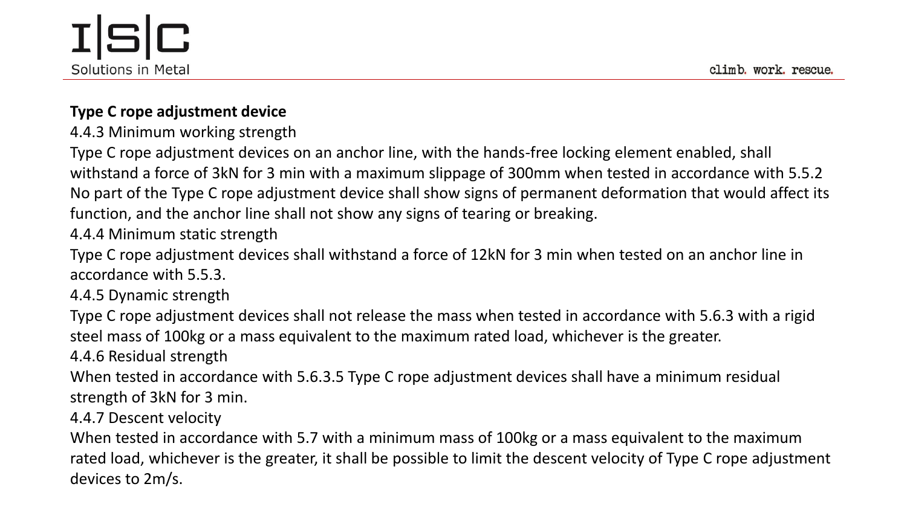**Type C rope adjustment device**

4.4.3 Minimum working strength

Type C rope adjustment devices on an anchor line, with the hands-free locking element enabled, shall withstand a force of 3kN for 3 min with a maximum slippage of 300mm when tested in accordance with 5.5.2 No part of the Type C rope adjustment device shall show signs of permanent deformation that would affect its function, and the anchor line shall not show any signs of tearing or breaking.

4.4.4 Minimum static strength

Type C rope adjustment devices shall withstand a force of 12kN for 3 min when tested on an anchor line in accordance with 5.5.3.

4.4.5 Dynamic strength

Type C rope adjustment devices shall not release the mass when tested in accordance with 5.6.3 with a rigid steel mass of 100kg or a mass equivalent to the maximum rated load, whichever is the greater.

4.4.6 Residual strength

When tested in accordance with 5.6.3.5 Type C rope adjustment devices shall have a minimum residual strength of 3kN for 3 min.

4.4.7 Descent velocity

When tested in accordance with 5.7 with a minimum mass of 100kg or a mass equivalent to the maximum rated load, whichever is the greater, it shall be possible to limit the descent velocity of Type C rope adjustment devices to 2m/s.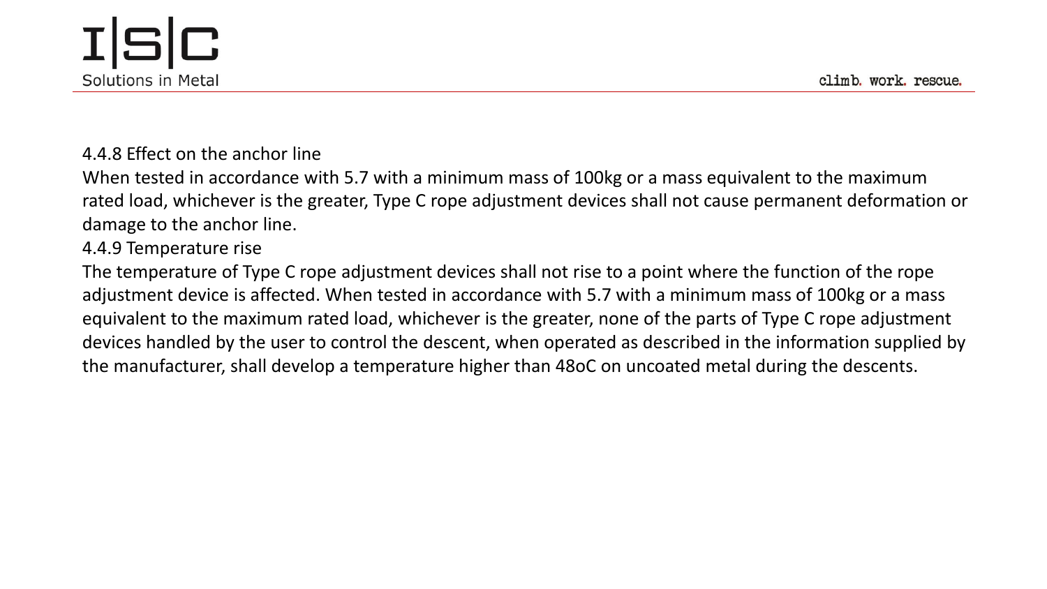### 4.4.8 Effect on the anchor line

When tested in accordance with 5.7 with a minimum mass of 100kg or a mass equivalent to the maximum rated load, whichever is the greater, Type C rope adjustment devices shall not cause permanent deformation or damage to the anchor line.

### 4.4.9 Temperature rise

The temperature of Type C rope adjustment devices shall not rise to a point where the function of the rope adjustment device is affected. When tested in accordance with 5.7 with a minimum mass of 100kg or a mass equivalent to the maximum rated load, whichever is the greater, none of the parts of Type C rope adjustment devices handled by the user to control the descent, when operated as described in the information supplied by the manufacturer, shall develop a temperature higher than 48oC on uncoated metal during the descents.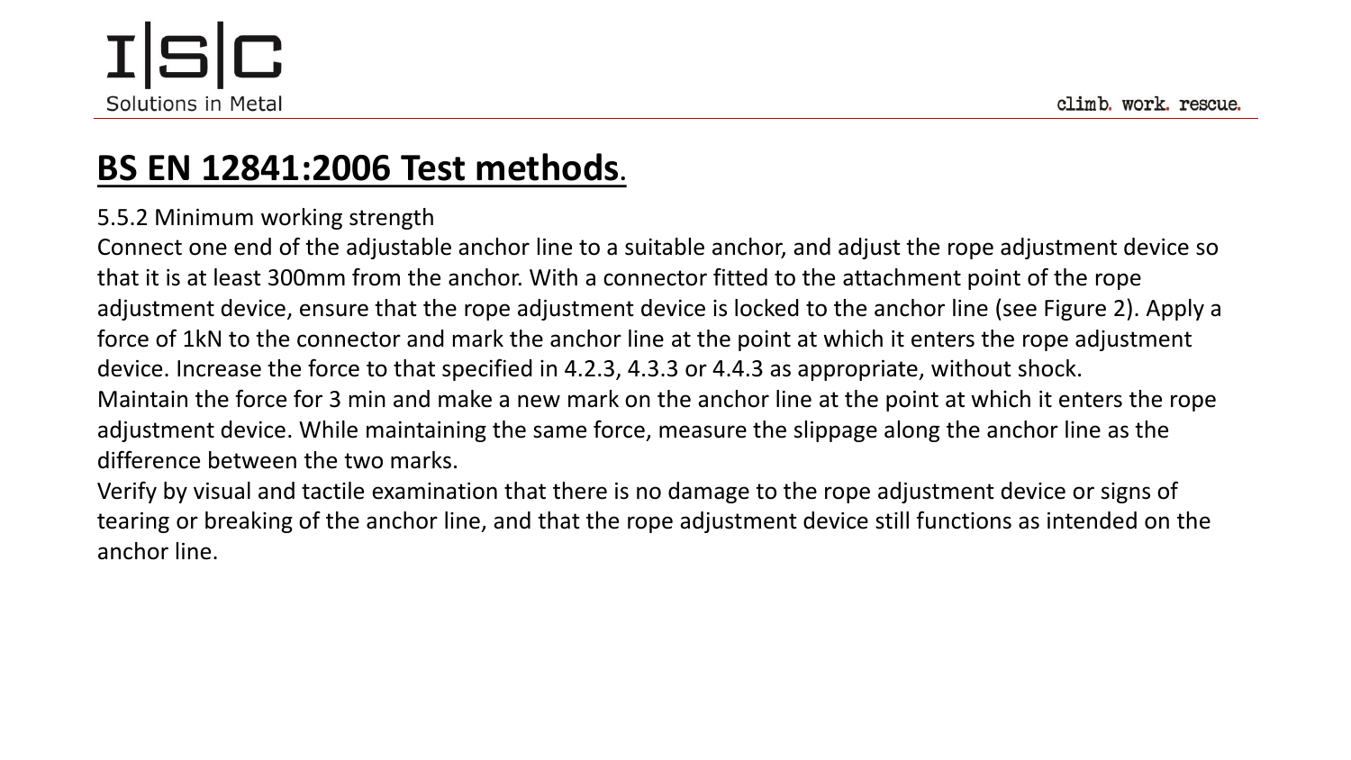# BS EN 12841:2006 Test methods.

5.5.2 Minimum working strength

Connect one end of the adjustable anchor line to a suitable anchor, and adjust the rope adjustment device so that it is at least 300mm from the anchor. With a connector fitted to the attachment point of the rope adjustment device, ensure that the rope adjustment device is locked to the anchor line (see Figure 2). Apply a force of 1kN to the connector and mark the anchor line at the point at which it enters the rope adjustment device. Increase the force to that specified in 4.2.3, 4.3.3 or 4.4.3 as appropriate, without shock.

Maintain the force for 3 min and make a new mark on the anchor line at the point at which it enters the rope adjustment device. While maintaining the same force, measure the slippage along the anchor line as the difference between the two marks.

Verify by visual and tactile examination that there is no damage to the rope adjustment device or signs of tearing or breaking of the anchor line, and that the rope adjustment device still functions as intended on the anchor line.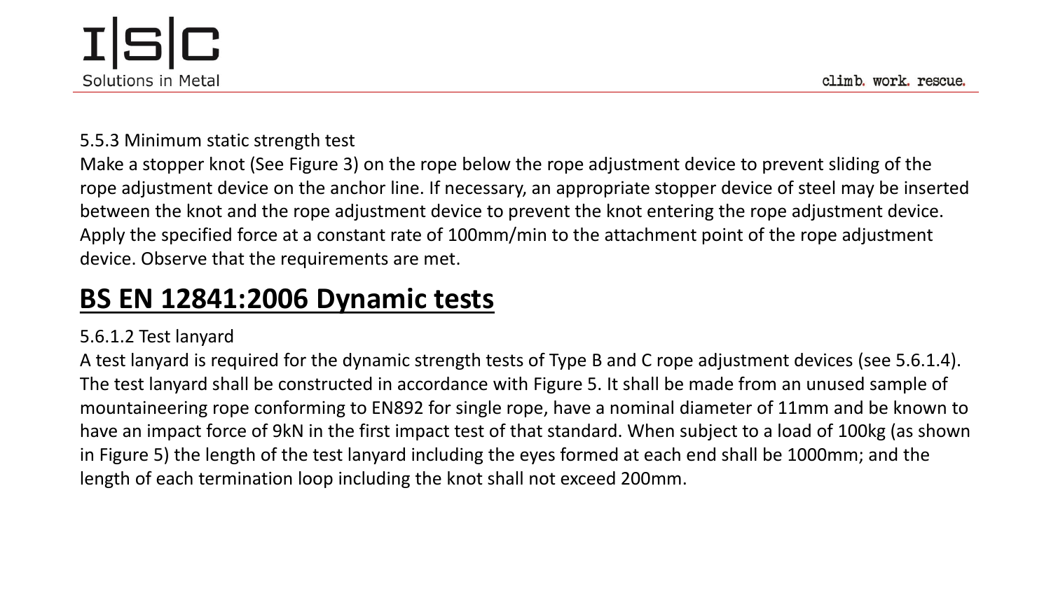5.5.3 Minimum static strength test

Make a stopper knot (See Figure 3) on the rope below the rope adjustment device to prevent sliding of the rope adjustment device on the anchor line. If necessary, an appropriate stopper device of steel may be inserted between the knot and the rope adjustment device to prevent the knot entering the rope adjustment device. Apply the specified force at a constant rate of 100mm/min to the attachment point of the rope adjustment device. Observe that the requirements are met.

## BS EN 12841:2006 Dynamic tests

5.6.1.2 Test lanyard

A test lanyard is required for the dynamic strength tests of Type B and C rope adjustment devices (see 5.6.1.4). The test lanyard shall be constructed in accordance with Figure 5. It shall be made from an unused sample of mountaineering rope conforming to EN892 for single rope, have a nominal diameter of 11mm and be known to have an impact force of 9kN in the first impact test of that standard. When subject to a load of 100kg (as shown in Figure 5) the length of the test lanyard including the eyes formed at each end shall be 1000mm; and the length of each termination loop including the knot shall not exceed 200mm.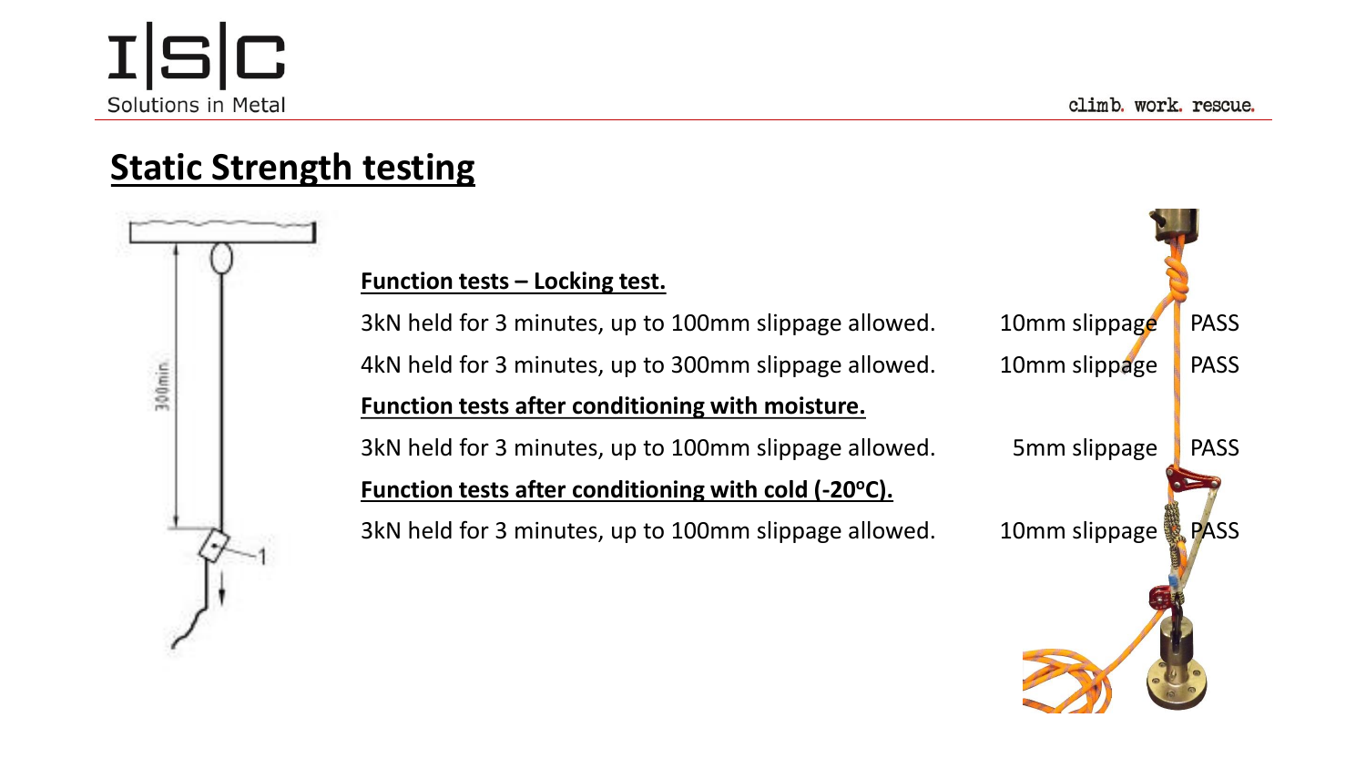## Static Strength testing

**Function tests – Locking test.**

| Test | Result | |
|---|---|---|
| 3kN held for 3 minutes, up to 100mm slippage allowed. | 10mm slippage | PASS |
| 4kN held for 3 minutes, up to 300mm slippage allowed. | 10mm slippage | PASS |

**Function tests after conditioning with moisture.**

| Test | Result | |
|---|---|---|
| 3kN held for 3 minutes, up to 100mm slippage allowed. | 5mm slippage | PASS |

**Function tests after conditioning with cold (-20$^{o}$C).**

| Test | Result | |
|---|---|---|
| 3kN held for 3 minutes, up to 100mm slippage allowed. | 10mm slippage | PASS |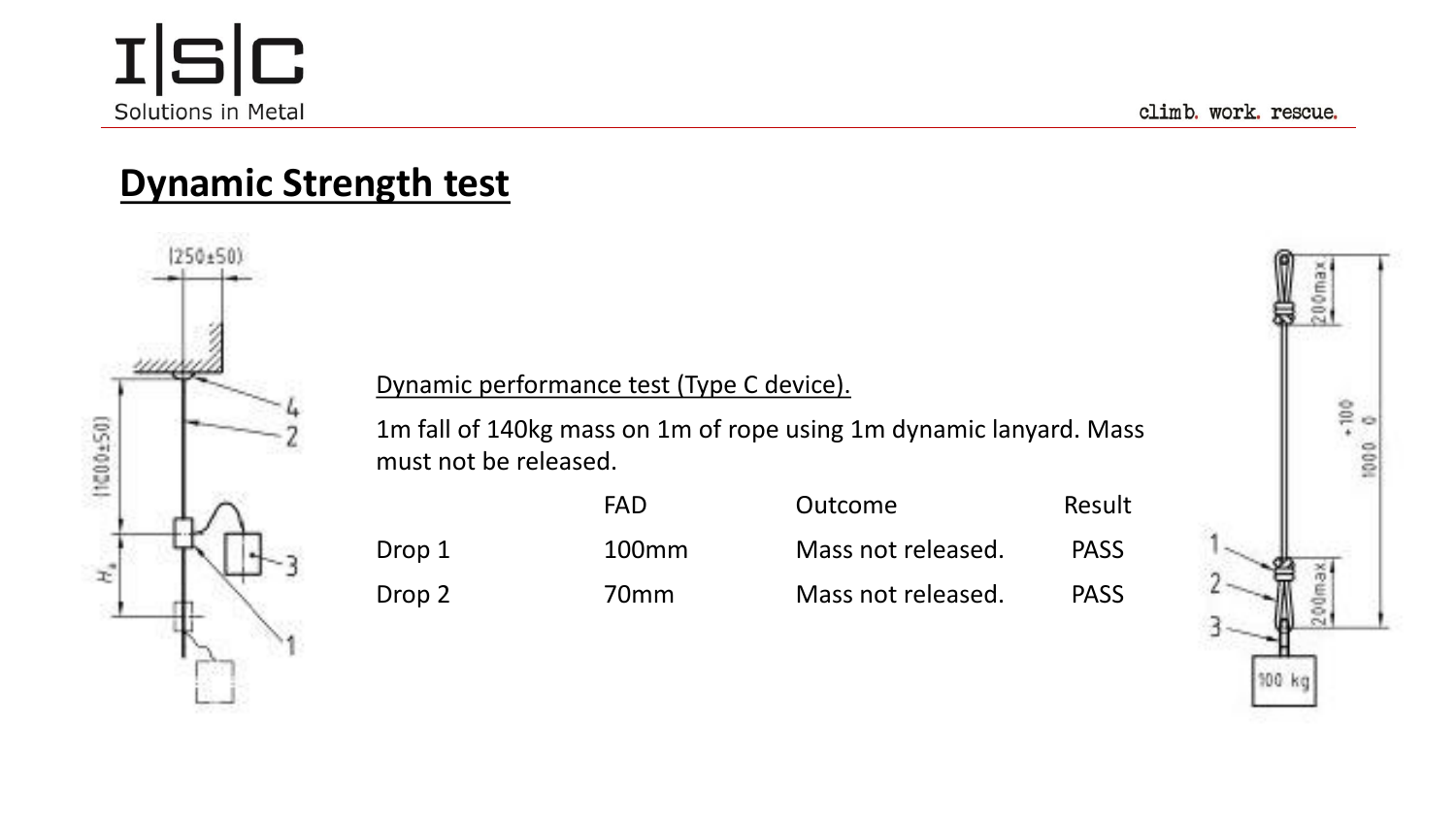# Dynamic Strength test

Dynamic performance test (Type C device).

1m fall of 140kg mass on 1m of rope using 1m dynamic lanyard. Mass must not be released.

| | FAD | Outcome | Result |
|---|---|---|---|
| Drop 1 | 100mm | Mass not released. | PASS |
| Drop 2 | 70mm | Mass not released. | PASS |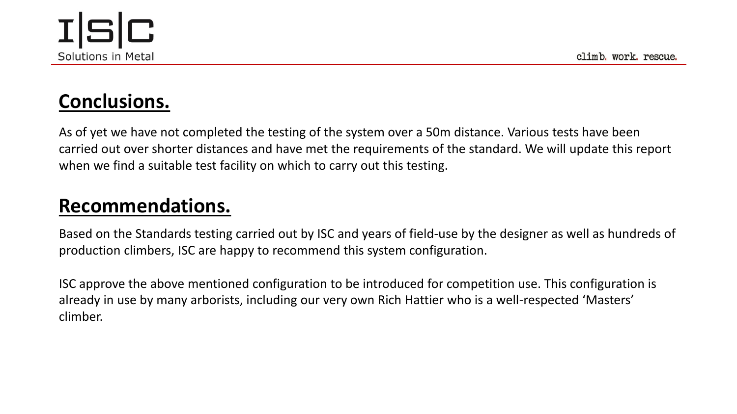## Conclusions.

As of yet we have not completed the testing of the system over a 50m distance. Various tests have been carried out over shorter distances and have met the requirements of the standard. We will update this report when we find a suitable test facility on which to carry out this testing.

## Recommendations.

Based on the Standards testing carried out by ISC and years of field-use by the designer as well as hundreds of production climbers, ISC are happy to recommend this system configuration.

ISC approve the above mentioned configuration to be introduced for competition use. This configuration is already in use by many arborists, including our very own Rich Hattier who is a well-respected 'Masters' climber.